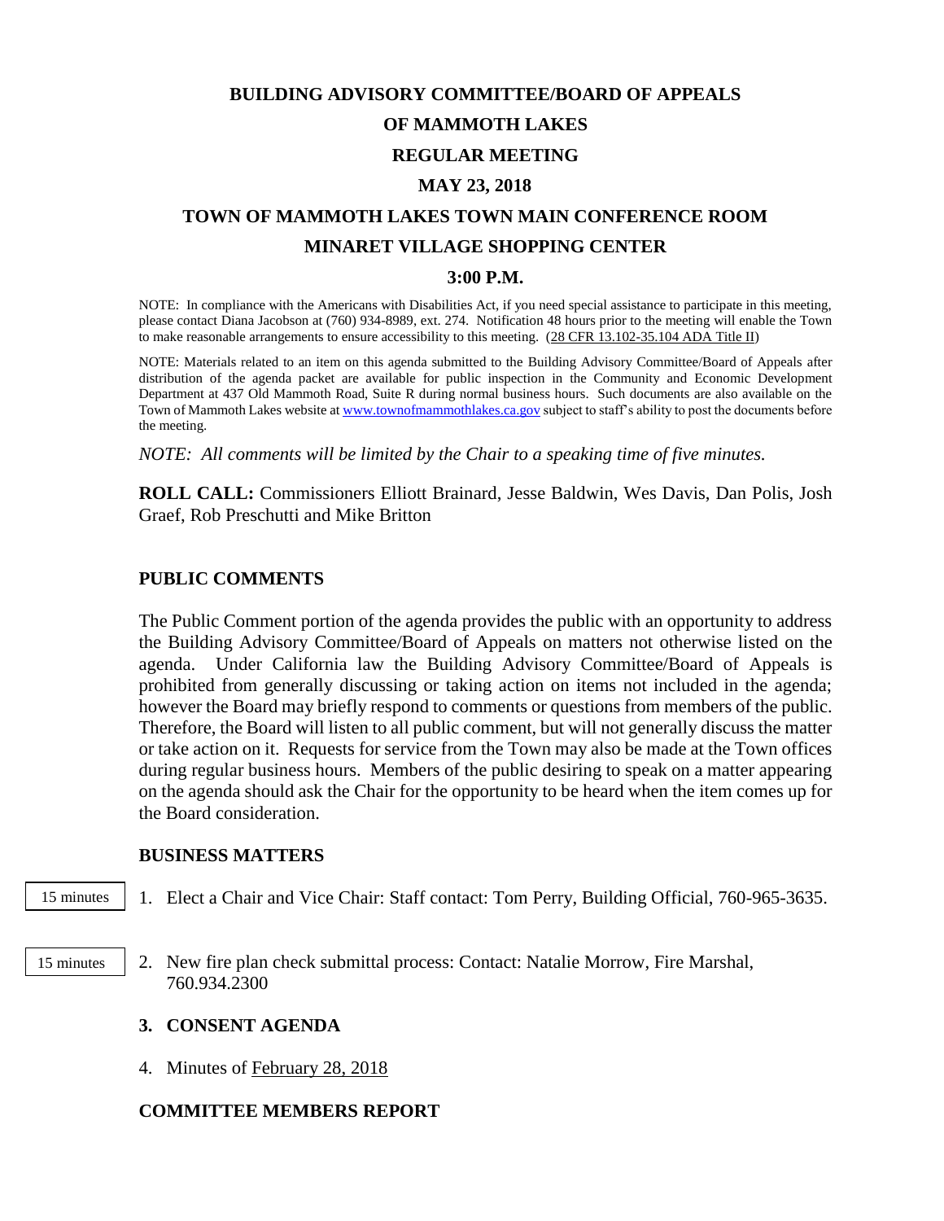# BUILDING ADVISORY COMMITTEE/BOARD OF APPEALS

# OF MAMMOTH LAKES

# REGULAR MEETING

# MAY 23, 2018

# TOWN OF MAMMOTH LAKES TOWN MAIN CONFERENCE ROOM

# MINARET VILLAGE SHOPPING CENTER

# 3:00 P.M.

NOTE: In compliance with the Americans with Disabilities Act, if you need special assistance to participate in this meeting, please contact Diana Jacobson at (760) 934-8989, ext. 274. Notification 48 hours prior to the meeting will enable the Town to make reasonable arrangements to ensure accessibility to this meeting. (28 CFR 13.102-35.104 ADA Title II)

NOTE: Materials related to an item on this agenda submitted to the Building Advisory Committee/Board of Appeals after distribution of the agenda packet are available for public inspection in the Community and Economic Development Department at 437 Old Mammoth Road, Suite R during normal business hours. Such documents are also available on the Town of Mammoth Lakes website at www.townofmammothlakes.ca.gov subject to staff's ability to post the documents before the meeting.

*NOTE: All comments will be limited by the Chair to a speaking time of five minutes.*

**ROLL CALL:** Commissioners Elliott Brainard, Jesse Baldwin, Wes Davis, Dan Polis, Josh Graef, Rob Preschutti and Mike Britton

## PUBLIC COMMENTS

The Public Comment portion of the agenda provides the public with an opportunity to address the Building Advisory Committee/Board of Appeals on matters not otherwise listed on the agenda. Under California law the Building Advisory Committee/Board of Appeals is prohibited from generally discussing or taking action on items not included in the agenda; however the Board may briefly respond to comments or questions from members of the public. Therefore, the Board will listen to all public comment, but will not generally discuss the matter or take action on it. Requests for service from the Town may also be made at the Town offices during regular business hours. Members of the public desiring to speak on a matter appearing on the agenda should ask the Chair for the opportunity to be heard when the item comes up for the Board consideration.

## BUSINESS MATTERS

15 minutes

1. Elect a Chair and Vice Chair: Staff contact: Tom Perry, Building Official, 760-965-3635.

15 minutes

2. New fire plan check submittal process: Contact: Natalie Morrow, Fire Marshal, 760.934.2300

## 3. CONSENT AGENDA

4. Minutes of February 28, 2018

## COMMITTEE MEMBERS REPORT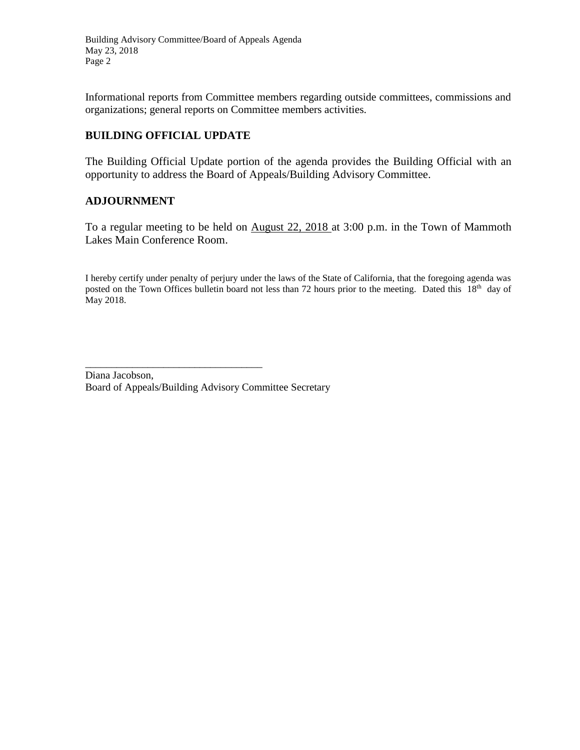Informational reports from Committee members regarding outside committees, commissions and organizations; general reports on Committee members activities.

## BUILDING OFFICIAL UPDATE

The Building Official Update portion of the agenda provides the Building Official with an opportunity to address the Board of Appeals/Building Advisory Committee.

## ADJOURNMENT

To a regular meeting to be held on August 22, 2018 at 3:00 p.m. in the Town of Mammoth Lakes Main Conference Room.

I hereby certify under penalty of perjury under the laws of the State of California, that the foregoing agenda was posted on the Town Offices bulletin board not less than 72 hours prior to the meeting. Dated this 18th day of May 2018.

___________________________________

Diana Jacobson,
Board of Appeals/Building Advisory Committee Secretary